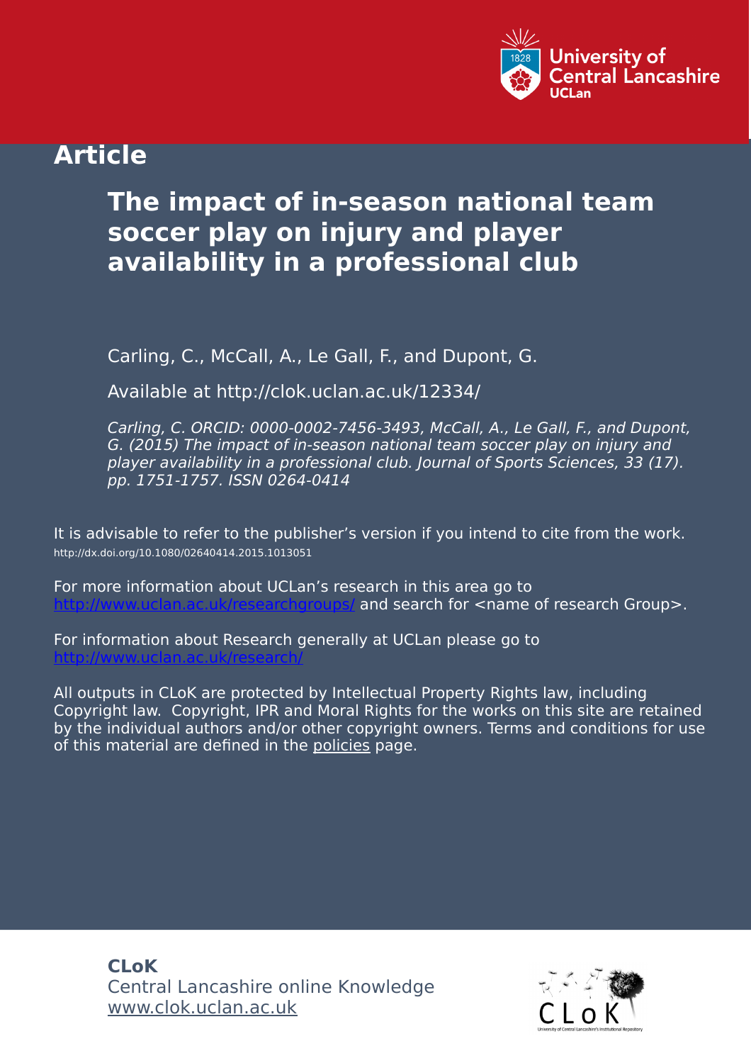## Article

# The impact of in-season national team soccer play on injury and player availability in a professional club

Carling, C., McCall, A., Le Gall, F., and Dupont, G.

Available at http://clok.uclan.ac.uk/12334/

*Carling, C. ORCID: 0000-0002-7456-3493, McCall, A., Le Gall, F., and Dupont, G. (2015) The impact of in-season national team soccer play on injury and player availability in a professional club. Journal of Sports Sciences, 33 (17). pp. 1751-1757. ISSN 0264-0414*

It is advisable to refer to the publisher's version if you intend to cite from the work. http://dx.doi.org/10.1080/02640414.2015.1013051

For more information about UCLan's research in this area go to http://www.uclan.ac.uk/researchgroups/ and search for <name of research Group>.

For information about Research generally at UCLan please go to http://www.uclan.ac.uk/research/

All outputs in CLoK are protected by Intellectual Property Rights law, including Copyright law. Copyright, IPR and Moral Rights for the works on this site are retained by the individual authors and/or other copyright owners. Terms and conditions for use of this material are defined in the policies page.

**CLoK**
Central Lancashire online Knowledge
www.clok.uclan.ac.uk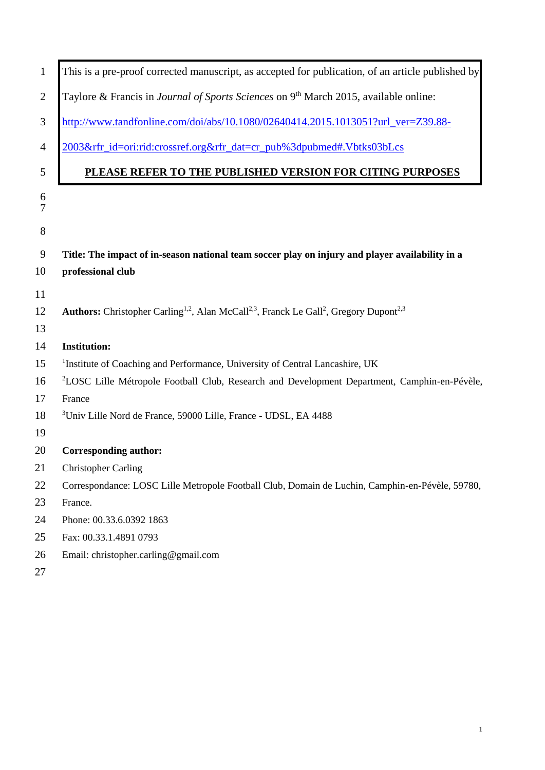This is a pre-proof corrected manuscript, as accepted for publication, of an article published by Taylore & Francis in *Journal of Sports Sciences* on 9th March 2015, available online: [http://www.tandfonline.com/doi/abs/10.1080/02640414.2015.1013051?url_ver=Z39.88-2003&rfr_id=ori:rid:crossref.org&rfr_dat=cr_pub%3dpubmed#.Vbtks03bLcs](http://www.tandfonline.com/doi/abs/10.1080/02640414.2015.1013051?url_ver=Z39.88-2003&rfr_id=ori:rid:crossref.org&rfr_dat=cr_pub%3dpubmed#.Vbtks03bLcs)

**PLEASE REFER TO THE PUBLISHED VERSION FOR CITING PURPOSES**

**Title: The impact of in-season national team soccer play on injury and player availability in a professional club**

**Authors:** Christopher Carling[1,2], Alan McCall[2,3], Franck Le Gall[2], Gregory Dupont[2,3]

**Institution:**

[1]Institute of Coaching and Performance, University of Central Lancashire, UK

[2]LOSC Lille Métropole Football Club, Research and Development Department, Camphin-en-Pévèle, France

[3]Univ Lille Nord de France, 59000 Lille, France - UDSL, EA 4488

**Corresponding author:**

Christopher Carling

Correspondance: LOSC Lille Metropole Football Club, Domain de Luchin, Camphin-en-Pévèle, 59780, France.

Phone: 00.33.6.0392 1863

Fax: 00.33.1.4891 0793

Email: christopher.carling@gmail.com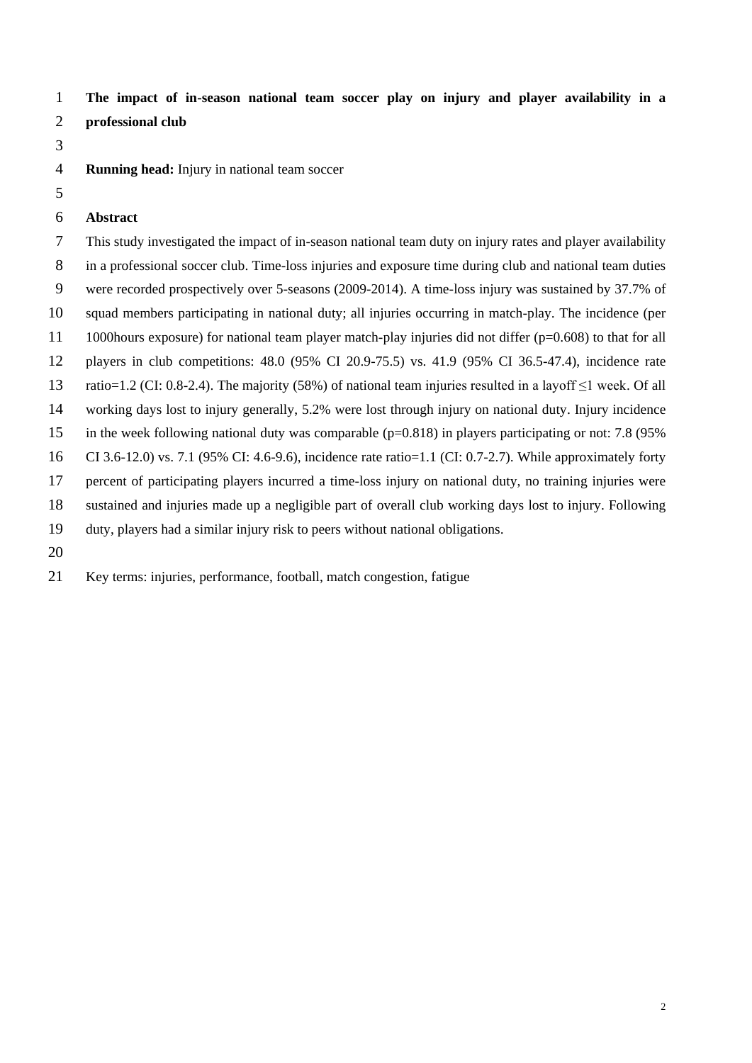**The impact of in-season national team soccer play on injury and player availability in a professional club**

**Running head:** Injury in national team soccer

**Abstract**

This study investigated the impact of in-season national team duty on injury rates and player availability in a professional soccer club. Time-loss injuries and exposure time during club and national team duties were recorded prospectively over 5-seasons (2009-2014). A time-loss injury was sustained by 37.7% of squad members participating in national duty; all injuries occurring in match-play. The incidence (per 1000hours exposure) for national team player match-play injuries did not differ ($p=0.608$) to that for all players in club competitions: 48.0 (95% CI 20.9-75.5) vs. 41.9 (95% CI 36.5-47.4), incidence rate ratio=1.2 (CI: 0.8-2.4). The majority (58%) of national team injuries resulted in a layoff $\leq$1 week. Of all working days lost to injury generally, 5.2% were lost through injury on national duty. Injury incidence in the week following national duty was comparable ($p=0.818$) in players participating or not: 7.8 (95% CI 3.6-12.0) vs. 7.1 (95% CI: 4.6-9.6), incidence rate ratio=1.1 (CI: 0.7-2.7). While approximately forty percent of participating players incurred a time-loss injury on national duty, no training injuries were sustained and injuries made up a negligible part of overall club working days lost to injury. Following duty, players had a similar injury risk to peers without national obligations.

Key terms: injuries, performance, football, match congestion, fatigue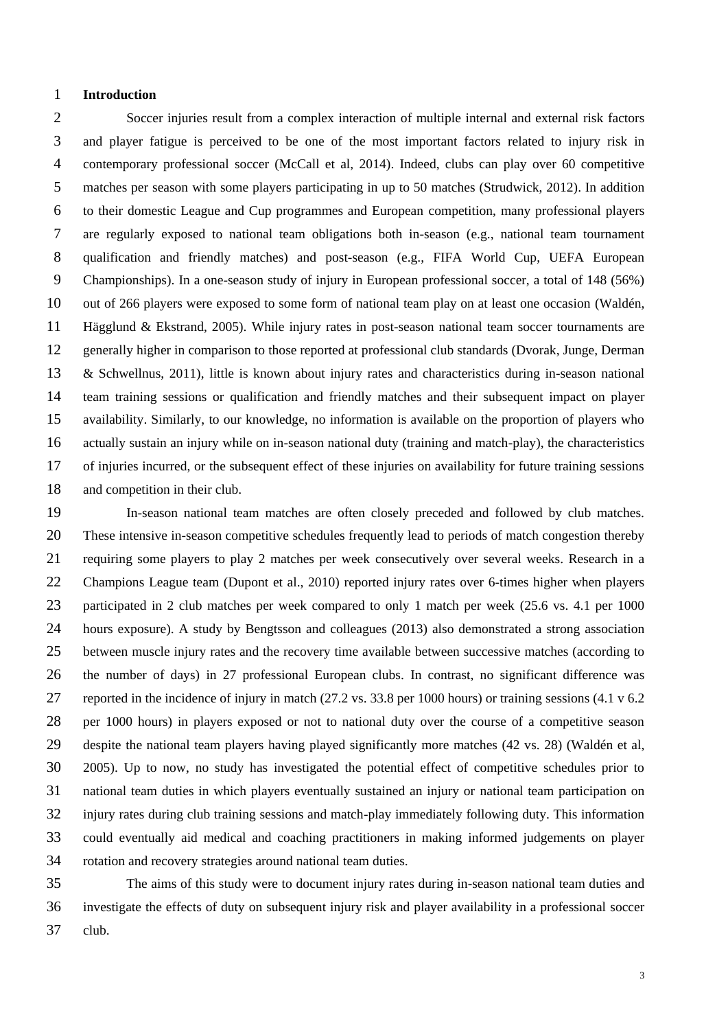## Introduction

Soccer injuries result from a complex interaction of multiple internal and external risk factors and player fatigue is perceived to be one of the most important factors related to injury risk in contemporary professional soccer (McCall et al, 2014). Indeed, clubs can play over 60 competitive matches per season with some players participating in up to 50 matches (Strudwick, 2012). In addition to their domestic League and Cup programmes and European competition, many professional players are regularly exposed to national team obligations both in-season (e.g., national team tournament qualification and friendly matches) and post-season (e.g., FIFA World Cup, UEFA European Championships). In a one-season study of injury in European professional soccer, a total of 148 (56%) out of 266 players were exposed to some form of national team play on at least one occasion (Waldén, Hägglund & Ekstrand, 2005). While injury rates in post-season national team soccer tournaments are generally higher in comparison to those reported at professional club standards (Dvorak, Junge, Derman & Schwellnus, 2011), little is known about injury rates and characteristics during in-season national team training sessions or qualification and friendly matches and their subsequent impact on player availability. Similarly, to our knowledge, no information is available on the proportion of players who actually sustain an injury while on in-season national duty (training and match-play), the characteristics of injuries incurred, or the subsequent effect of these injuries on availability for future training sessions and competition in their club.

In-season national team matches are often closely preceded and followed by club matches. These intensive in-season competitive schedules frequently lead to periods of match congestion thereby requiring some players to play 2 matches per week consecutively over several weeks. Research in a Champions League team (Dupont et al., 2010) reported injury rates over 6-times higher when players participated in 2 club matches per week compared to only 1 match per week (25.6 vs. 4.1 per 1000 hours exposure). A study by Bengtsson and colleagues (2013) also demonstrated a strong association between muscle injury rates and the recovery time available between successive matches (according to the number of days) in 27 professional European clubs. In contrast, no significant difference was reported in the incidence of injury in match (27.2 vs. 33.8 per 1000 hours) or training sessions (4.1 v 6.2 per 1000 hours) in players exposed or not to national duty over the course of a competitive season despite the national team players having played significantly more matches (42 vs. 28) (Waldén et al, 2005). Up to now, no study has investigated the potential effect of competitive schedules prior to national team duties in which players eventually sustained an injury or national team participation on injury rates during club training sessions and match-play immediately following duty. This information could eventually aid medical and coaching practitioners in making informed judgements on player rotation and recovery strategies around national team duties.

The aims of this study were to document injury rates during in-season national team duties and investigate the effects of duty on subsequent injury risk and player availability in a professional soccer club.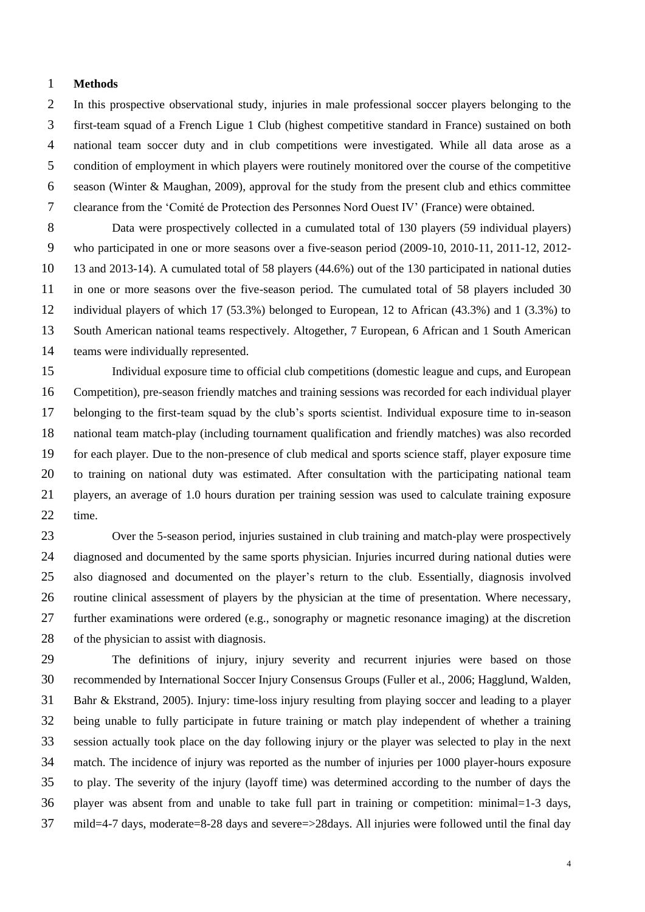**Methods**

In this prospective observational study, injuries in male professional soccer players belonging to the first-team squad of a French Ligue 1 Club (highest competitive standard in France) sustained on both national team soccer duty and in club competitions were investigated. While all data arose as a condition of employment in which players were routinely monitored over the course of the competitive season (Winter & Maughan, 2009), approval for the study from the present club and ethics committee clearance from the 'Comité de Protection des Personnes Nord Ouest IV' (France) were obtained.

Data were prospectively collected in a cumulated total of 130 players (59 individual players) who participated in one or more seasons over a five-season period (2009-10, 2010-11, 2011-12, 2012-13 and 2013-14). A cumulated total of 58 players (44.6%) out of the 130 participated in national duties in one or more seasons over the five-season period. The cumulated total of 58 players included 30 individual players of which 17 (53.3%) belonged to European, 12 to African (43.3%) and 1 (3.3%) to South American national teams respectively. Altogether, 7 European, 6 African and 1 South American teams were individually represented.

Individual exposure time to official club competitions (domestic league and cups, and European Competition), pre-season friendly matches and training sessions was recorded for each individual player belonging to the first-team squad by the club's sports scientist. Individual exposure time to in-season national team match-play (including tournament qualification and friendly matches) was also recorded for each player. Due to the non-presence of club medical and sports science staff, player exposure time to training on national duty was estimated. After consultation with the participating national team players, an average of 1.0 hours duration per training session was used to calculate training exposure time.

Over the 5-season period, injuries sustained in club training and match-play were prospectively diagnosed and documented by the same sports physician. Injuries incurred during national duties were also diagnosed and documented on the player's return to the club. Essentially, diagnosis involved routine clinical assessment of players by the physician at the time of presentation. Where necessary, further examinations were ordered (e.g., sonography or magnetic resonance imaging) at the discretion of the physician to assist with diagnosis.

The definitions of injury, injury severity and recurrent injuries were based on those recommended by International Soccer Injury Consensus Groups (Fuller et al., 2006; Hagglund, Walden, Bahr & Ekstrand, 2005). Injury: time-loss injury resulting from playing soccer and leading to a player being unable to fully participate in future training or match play independent of whether a training session actually took place on the day following injury or the player was selected to play in the next match. The incidence of injury was reported as the number of injuries per 1000 player-hours exposure to play. The severity of the injury (layoff time) was determined according to the number of days the player was absent from and unable to take full part in training or competition: minimal=1-3 days, mild=4-7 days, moderate=8-28 days and severe=>28days. All injuries were followed until the final day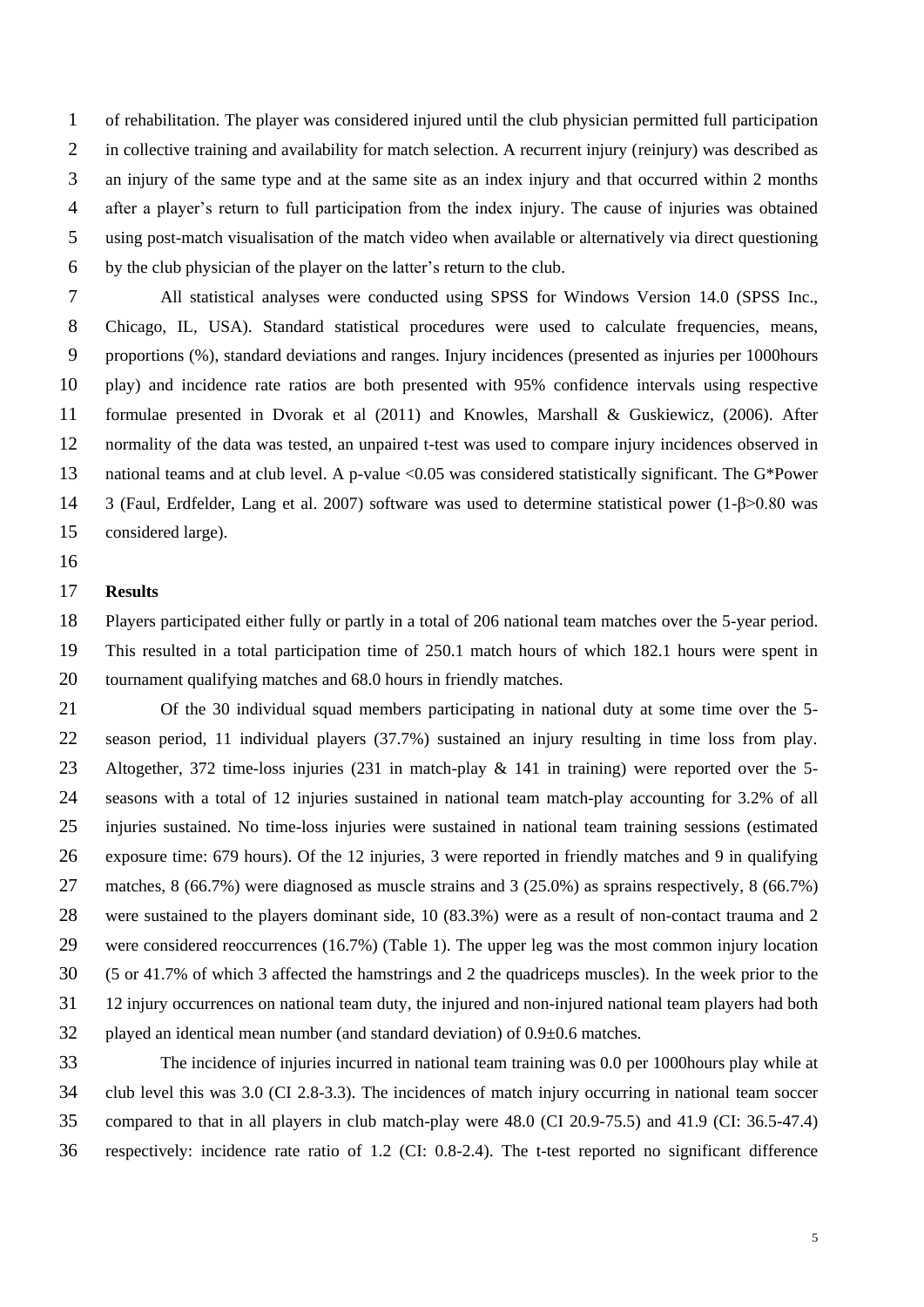of rehabilitation. The player was considered injured until the club physician permitted full participation in collective training and availability for match selection. A recurrent injury (reinjury) was described as an injury of the same type and at the same site as an index injury and that occurred within 2 months after a player's return to full participation from the index injury. The cause of injuries was obtained using post-match visualisation of the match video when available or alternatively via direct questioning by the club physician of the player on the latter's return to the club.

All statistical analyses were conducted using SPSS for Windows Version 14.0 (SPSS Inc., Chicago, IL, USA). Standard statistical procedures were used to calculate frequencies, means, proportions (%), standard deviations and ranges. Injury incidences (presented as injuries per 1000hours play) and incidence rate ratios are both presented with 95% confidence intervals using respective formulae presented in Dvorak et al (2011) and Knowles, Marshall & Guskiewicz, (2006). After normality of the data was tested, an unpaired t-test was used to compare injury incidences observed in national teams and at club level. A p-value <0.05 was considered statistically significant. The G*Power 3 (Faul, Erdfelder, Lang et al. 2007) software was used to determine statistical power ($1\text{-}\beta>0.80$ was considered large).

**Results**

Players participated either fully or partly in a total of 206 national team matches over the 5-year period. This resulted in a total participation time of 250.1 match hours of which 182.1 hours were spent in tournament qualifying matches and 68.0 hours in friendly matches.

Of the 30 individual squad members participating in national duty at some time over the 5-season period, 11 individual players (37.7%) sustained an injury resulting in time loss from play. Altogether, 372 time-loss injuries (231 in match-play & 141 in training) were reported over the 5-seasons with a total of 12 injuries sustained in national team match-play accounting for 3.2% of all injuries sustained. No time-loss injuries were sustained in national team training sessions (estimated exposure time: 679 hours). Of the 12 injuries, 3 were reported in friendly matches and 9 in qualifying matches, 8 (66.7%) were diagnosed as muscle strains and 3 (25.0%) as sprains respectively, 8 (66.7%) were sustained to the players dominant side, 10 (83.3%) were as a result of non-contact trauma and 2 were considered reoccurrences (16.7%) (Table 1). The upper leg was the most common injury location (5 or 41.7% of which 3 affected the hamstrings and 2 the quadriceps muscles). In the week prior to the 12 injury occurrences on national team duty, the injured and non-injured national team players had both played an identical mean number (and standard deviation) of $0.9\pm0.6$ matches.

The incidence of injuries incurred in national team training was 0.0 per 1000hours play while at club level this was 3.0 (CI 2.8-3.3). The incidences of match injury occurring in national team soccer compared to that in all players in club match-play were 48.0 (CI 20.9-75.5) and 41.9 (CI: 36.5-47.4) respectively: incidence rate ratio of 1.2 (CI: 0.8-2.4). The t-test reported no significant difference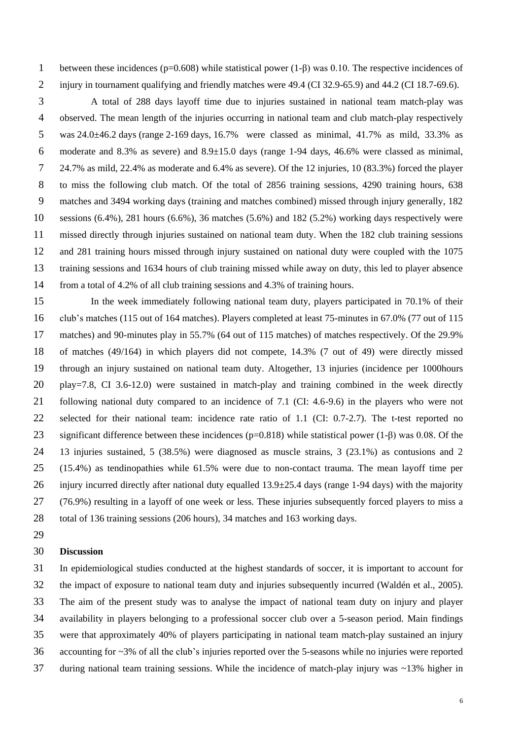between these incidences ($p$=0.608) while statistical power (1-β) was 0.10. The respective incidences of injury in tournament qualifying and friendly matches were 49.4 (CI 32.9-65.9) and 44.2 (CI 18.7-69.6).

A total of 288 days layoff time due to injuries sustained in national team match-play was observed. The mean length of the injuries occurring in national team and club match-play respectively was 24.0±46.2 days (range 2-169 days, 16.7% were classed as minimal, 41.7% as mild, 33.3% as moderate and 8.3% as severe) and 8.9±15.0 days (range 1-94 days, 46.6% were classed as minimal, 24.7% as mild, 22.4% as moderate and 6.4% as severe). Of the 12 injuries, 10 (83.3%) forced the player to miss the following club match. Of the total of 2856 training sessions, 4290 training hours, 638 matches and 3494 working days (training and matches combined) missed through injury generally, 182 sessions (6.4%), 281 hours (6.6%), 36 matches (5.6%) and 182 (5.2%) working days respectively were missed directly through injuries sustained on national team duty. When the 182 club training sessions and 281 training hours missed through injury sustained on national duty were coupled with the 1075 training sessions and 1634 hours of club training missed while away on duty, this led to player absence from a total of 4.2% of all club training sessions and 4.3% of training hours.

In the week immediately following national team duty, players participated in 70.1% of their club's matches (115 out of 164 matches). Players completed at least 75-minutes in 67.0% (77 out of 115 matches) and 90-minutes play in 55.7% (64 out of 115 matches) of matches respectively. Of the 29.9% of matches (49/164) in which players did not compete, 14.3% (7 out of 49) were directly missed through an injury sustained on national team duty. Altogether, 13 injuries (incidence per 1000hours play=7.8, CI 3.6-12.0) were sustained in match-play and training combined in the week directly following national duty compared to an incidence of 7.1 (CI: 4.6-9.6) in the players who were not selected for their national team: incidence rate ratio of 1.1 (CI: 0.7-2.7). The t-test reported no significant difference between these incidences ($p$=0.818) while statistical power (1-β) was 0.08. Of the 13 injuries sustained, 5 (38.5%) were diagnosed as muscle strains, 3 (23.1%) as contusions and 2 (15.4%) as tendinopathies while 61.5% were due to non-contact trauma. The mean layoff time per injury incurred directly after national duty equalled 13.9±25.4 days (range 1-94 days) with the majority (76.9%) resulting in a layoff of one week or less. These injuries subsequently forced players to miss a total of 136 training sessions (206 hours), 34 matches and 163 working days.

## Discussion

In epidemiological studies conducted at the highest standards of soccer, it is important to account for the impact of exposure to national team duty and injuries subsequently incurred (Waldén et al., 2005). The aim of the present study was to analyse the impact of national team duty on injury and player availability in players belonging to a professional soccer club over a 5-season period. Main findings were that approximately 40% of players participating in national team match-play sustained an injury accounting for ~3% of all the club's injuries reported over the 5-seasons while no injuries were reported during national team training sessions. While the incidence of match-play injury was ~13% higher in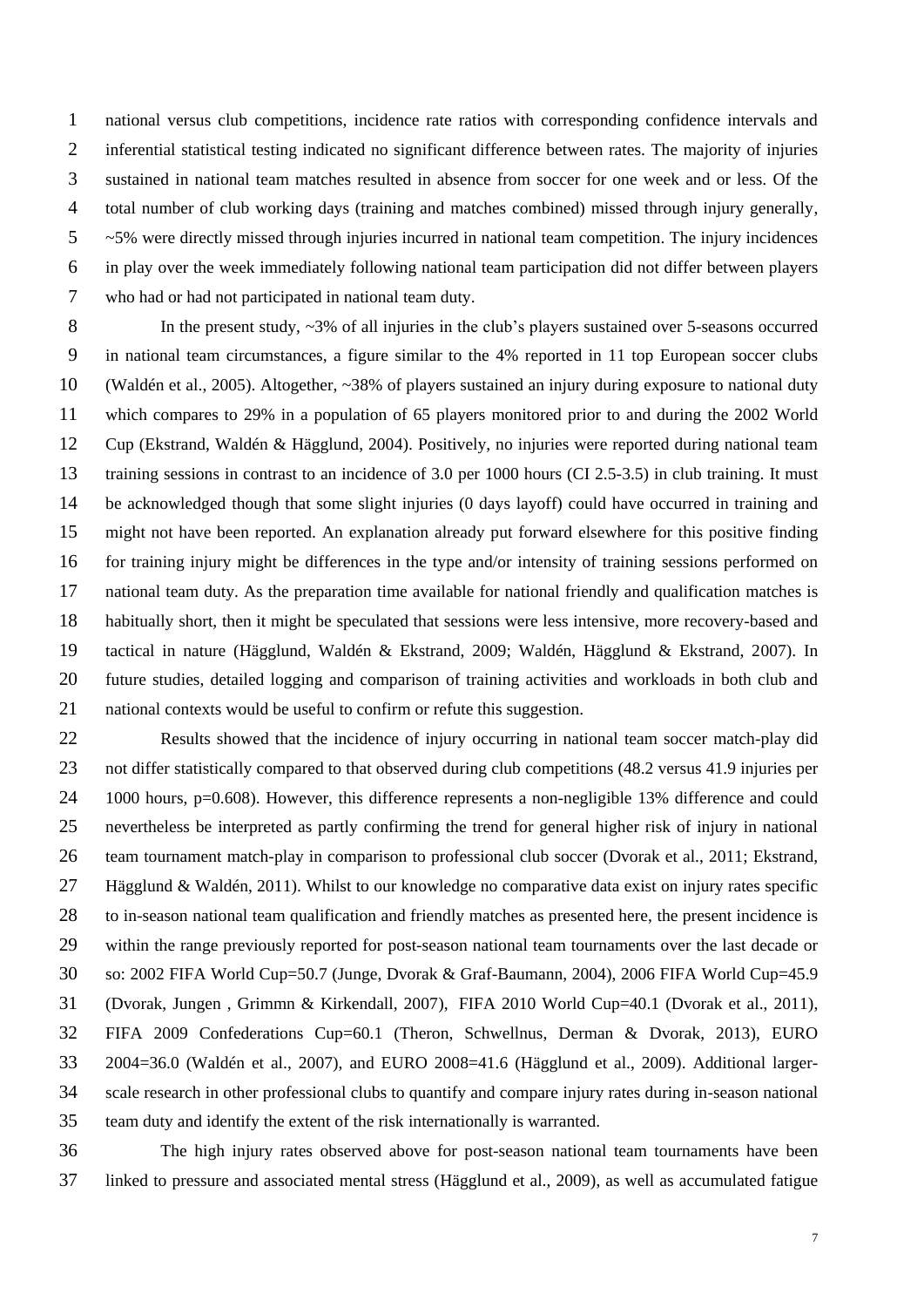national versus club competitions, incidence rate ratios with corresponding confidence intervals and inferential statistical testing indicated no significant difference between rates. The majority of injuries sustained in national team matches resulted in absence from soccer for one week and or less. Of the total number of club working days (training and matches combined) missed through injury generally, ~5% were directly missed through injuries incurred in national team competition. The injury incidences in play over the week immediately following national team participation did not differ between players who had or had not participated in national team duty.

In the present study, ~3% of all injuries in the club's players sustained over 5-seasons occurred in national team circumstances, a figure similar to the 4% reported in 11 top European soccer clubs (Waldén et al., 2005). Altogether, ~38% of players sustained an injury during exposure to national duty which compares to 29% in a population of 65 players monitored prior to and during the 2002 World Cup (Ekstrand, Waldén & Hägglund, 2004). Positively, no injuries were reported during national team training sessions in contrast to an incidence of 3.0 per 1000 hours (CI 2.5-3.5) in club training. It must be acknowledged though that some slight injuries (0 days layoff) could have occurred in training and might not have been reported. An explanation already put forward elsewhere for this positive finding for training injury might be differences in the type and/or intensity of training sessions performed on national team duty. As the preparation time available for national friendly and qualification matches is habitually short, then it might be speculated that sessions were less intensive, more recovery-based and tactical in nature (Hägglund, Waldén & Ekstrand, 2009; Waldén, Hägglund & Ekstrand, 2007). In future studies, detailed logging and comparison of training activities and workloads in both club and national contexts would be useful to confirm or refute this suggestion.

Results showed that the incidence of injury occurring in national team soccer match-play did not differ statistically compared to that observed during club competitions (48.2 versus 41.9 injuries per 1000 hours, p=0.608). However, this difference represents a non-negligible 13% difference and could nevertheless be interpreted as partly confirming the trend for general higher risk of injury in national team tournament match-play in comparison to professional club soccer (Dvorak et al., 2011; Ekstrand, Hägglund & Waldén, 2011). Whilst to our knowledge no comparative data exist on injury rates specific to in-season national team qualification and friendly matches as presented here, the present incidence is within the range previously reported for post-season national team tournaments over the last decade or so: 2002 FIFA World Cup=50.7 (Junge, Dvorak & Graf-Baumann, 2004), 2006 FIFA World Cup=45.9 (Dvorak, Jungen , Grimmn & Kirkendall, 2007), FIFA 2010 World Cup=40.1 (Dvorak et al., 2011), FIFA 2009 Confederations Cup=60.1 (Theron, Schwellnus, Derman & Dvorak, 2013), EURO 2004=36.0 (Waldén et al., 2007), and EURO 2008=41.6 (Hägglund et al., 2009). Additional larger-scale research in other professional clubs to quantify and compare injury rates during in-season national team duty and identify the extent of the risk internationally is warranted.

The high injury rates observed above for post-season national team tournaments have been linked to pressure and associated mental stress (Hägglund et al., 2009), as well as accumulated fatigue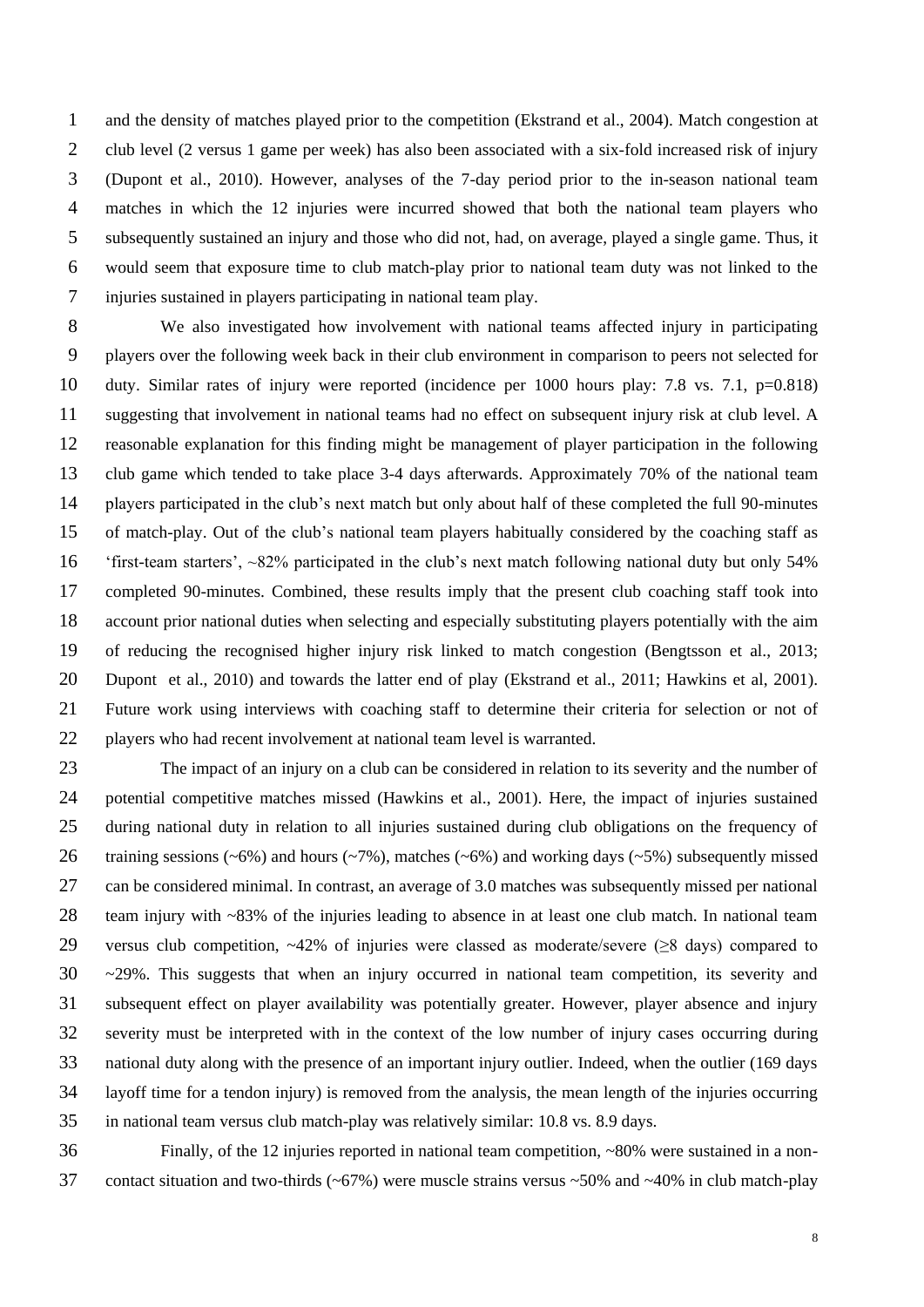and the density of matches played prior to the competition (Ekstrand et al., 2004). Match congestion at club level (2 versus 1 game per week) has also been associated with a six-fold increased risk of injury (Dupont et al., 2010). However, analyses of the 7-day period prior to the in-season national team matches in which the 12 injuries were incurred showed that both the national team players who subsequently sustained an injury and those who did not, had, on average, played a single game. Thus, it would seem that exposure time to club match-play prior to national team duty was not linked to the injuries sustained in players participating in national team play.

We also investigated how involvement with national teams affected injury in participating players over the following week back in their club environment in comparison to peers not selected for duty. Similar rates of injury were reported (incidence per 1000 hours play: 7.8 vs. 7.1, $p=0.818$) suggesting that involvement in national teams had no effect on subsequent injury risk at club level. A reasonable explanation for this finding might be management of player participation in the following club game which tended to take place 3-4 days afterwards. Approximately 70% of the national team players participated in the club's next match but only about half of these completed the full 90-minutes of match-play. Out of the club's national team players habitually considered by the coaching staff as 'first-team starters', ~82% participated in the club's next match following national duty but only 54% completed 90-minutes. Combined, these results imply that the present club coaching staff took into account prior national duties when selecting and especially substituting players potentially with the aim of reducing the recognised higher injury risk linked to match congestion (Bengtsson et al., 2013; Dupont et al., 2010) and towards the latter end of play (Ekstrand et al., 2011; Hawkins et al, 2001). Future work using interviews with coaching staff to determine their criteria for selection or not of players who had recent involvement at national team level is warranted.

The impact of an injury on a club can be considered in relation to its severity and the number of potential competitive matches missed (Hawkins et al., 2001). Here, the impact of injuries sustained during national duty in relation to all injuries sustained during club obligations on the frequency of training sessions (~6%) and hours (~7%), matches (~6%) and working days (~5%) subsequently missed can be considered minimal. In contrast, an average of 3.0 matches was subsequently missed per national team injury with ~83% of the injuries leading to absence in at least one club match. In national team versus club competition, ~42% of injuries were classed as moderate/severe (≥8 days) compared to ~29%. This suggests that when an injury occurred in national team competition, its severity and subsequent effect on player availability was potentially greater. However, player absence and injury severity must be interpreted with in the context of the low number of injury cases occurring during national duty along with the presence of an important injury outlier. Indeed, when the outlier (169 days layoff time for a tendon injury) is removed from the analysis, the mean length of the injuries occurring in national team versus club match-play was relatively similar: 10.8 vs. 8.9 days.

Finally, of the 12 injuries reported in national team competition, ~80% were sustained in a non-contact situation and two-thirds (~67%) were muscle strains versus ~50% and ~40% in club match-play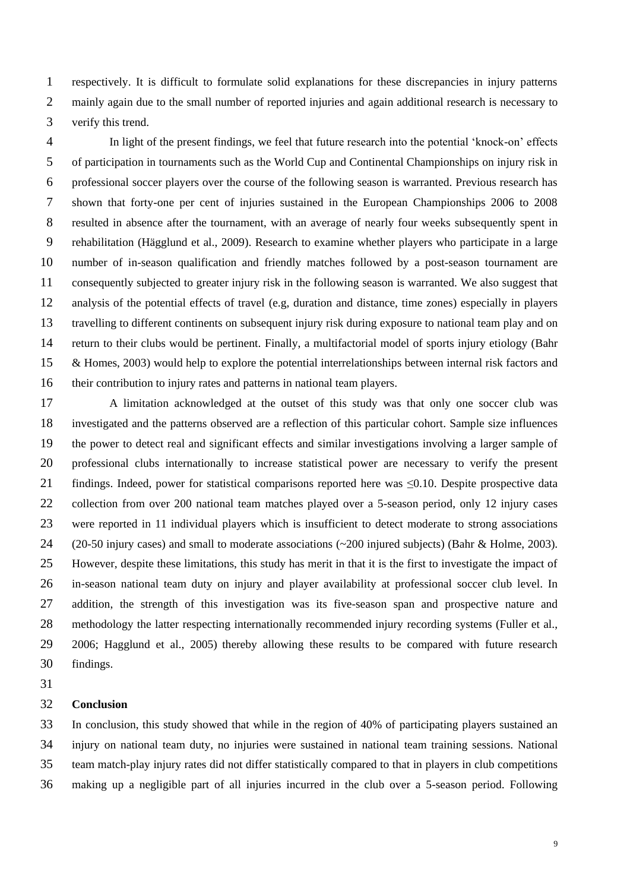respectively. It is difficult to formulate solid explanations for these discrepancies in injury patterns mainly again due to the small number of reported injuries and again additional research is necessary to verify this trend.

In light of the present findings, we feel that future research into the potential 'knock-on' effects of participation in tournaments such as the World Cup and Continental Championships on injury risk in professional soccer players over the course of the following season is warranted. Previous research has shown that forty-one per cent of injuries sustained in the European Championships 2006 to 2008 resulted in absence after the tournament, with an average of nearly four weeks subsequently spent in rehabilitation (Hägglund et al., 2009). Research to examine whether players who participate in a large number of in-season qualification and friendly matches followed by a post-season tournament are consequently subjected to greater injury risk in the following season is warranted. We also suggest that analysis of the potential effects of travel (e.g, duration and distance, time zones) especially in players travelling to different continents on subsequent injury risk during exposure to national team play and on return to their clubs would be pertinent. Finally, a multifactorial model of sports injury etiology (Bahr & Homes, 2003) would help to explore the potential interrelationships between internal risk factors and their contribution to injury rates and patterns in national team players.

A limitation acknowledged at the outset of this study was that only one soccer club was investigated and the patterns observed are a reflection of this particular cohort. Sample size influences the power to detect real and significant effects and similar investigations involving a larger sample of professional clubs internationally to increase statistical power are necessary to verify the present findings. Indeed, power for statistical comparisons reported here was $\leq$0.10. Despite prospective data collection from over 200 national team matches played over a 5-season period, only 12 injury cases were reported in 11 individual players which is insufficient to detect moderate to strong associations (20-50 injury cases) and small to moderate associations (~200 injured subjects) (Bahr & Holme, 2003). However, despite these limitations, this study has merit in that it is the first to investigate the impact of in-season national team duty on injury and player availability at professional soccer club level. In addition, the strength of this investigation was its five-season span and prospective nature and methodology the latter respecting internationally recommended injury recording systems (Fuller et al., 2006; Hagglund et al., 2005) thereby allowing these results to be compared with future research findings.

## Conclusion

In conclusion, this study showed that while in the region of 40% of participating players sustained an injury on national team duty, no injuries were sustained in national team training sessions. National team match-play injury rates did not differ statistically compared to that in players in club competitions making up a negligible part of all injuries incurred in the club over a 5-season period. Following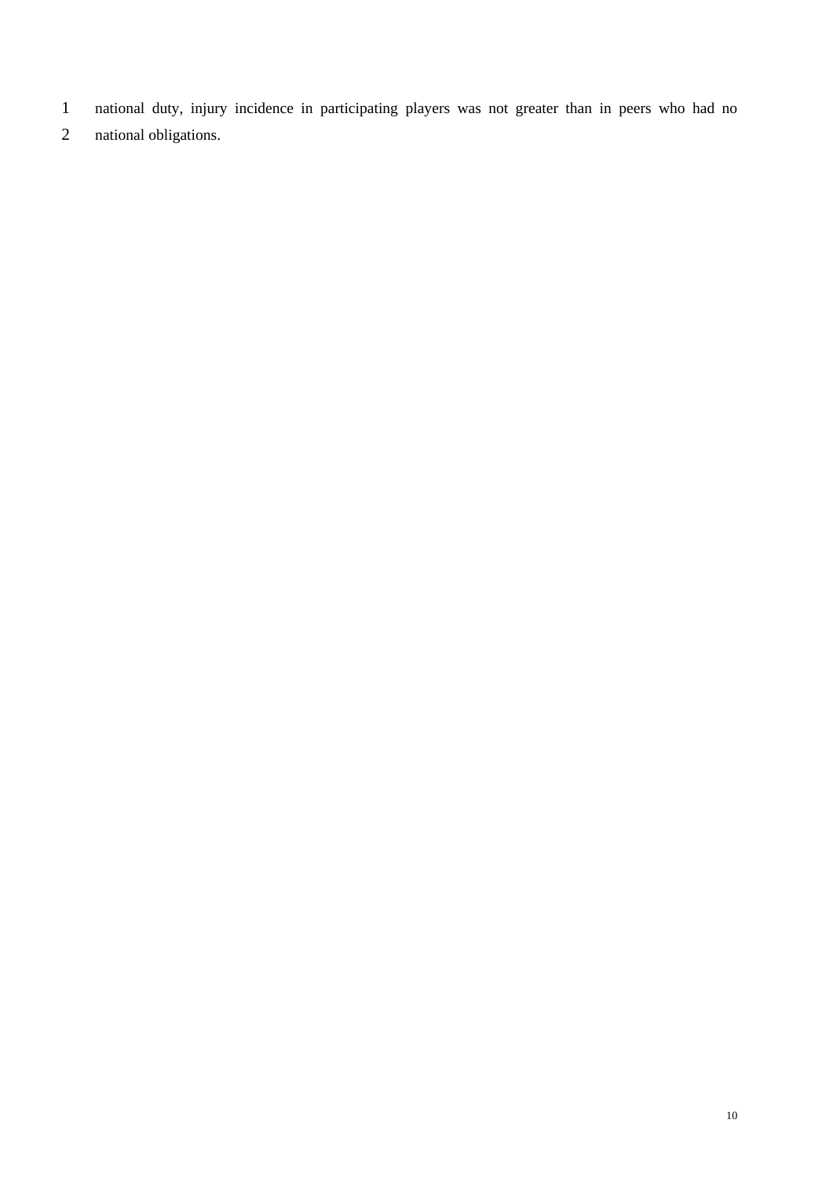national duty, injury incidence in participating players was not greater than in peers who had no national obligations.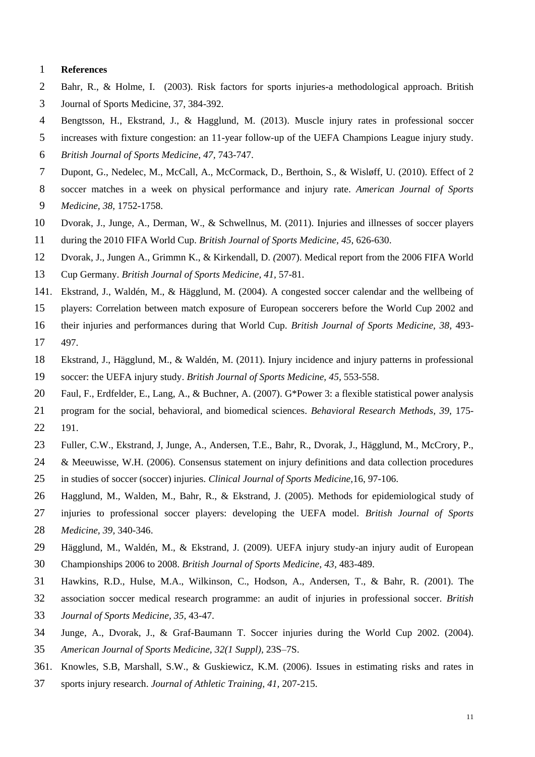**References**

Bahr, R., & Holme, I. (2003). Risk factors for sports injuries-a methodological approach. British Journal of Sports Medicine, 37, 384-392.

Bengtsson, H., Ekstrand, J., & Hagglund, M. (2013). Muscle injury rates in professional soccer increases with fixture congestion: an 11-year follow-up of the UEFA Champions League injury study. *British Journal of Sports Medicine, 47,* 743-747.

Dupont, G., Nedelec, M., McCall, A., McCormack, D., Berthoin, S., & Wisløff, U. (2010). Effect of 2 soccer matches in a week on physical performance and injury rate. *American Journal of Sports Medicine, 38,* 1752-1758.

Dvorak, J., Junge, A., Derman, W., & Schwellnus, M. (2011). Injuries and illnesses of soccer players during the 2010 FIFA World Cup. *British Journal of Sports Medicine, 45,* 626-630.

Dvorak, J., Jungen A., Grimmn K., & Kirkendall, D. *(*2007). Medical report from the 2006 FIFA World Cup Germany. *British Journal of Sports Medicine, 41,* 57-81.

Ekstrand, J., Waldén, M., & Hägglund, M. (2004). A congested soccer calendar and the wellbeing of players: Correlation between match exposure of European soccerers before the World Cup 2002 and their injuries and performances during that World Cup. *British Journal of Sports Medicine, 38,* 493-497.

Ekstrand, J., Hägglund, M., & Waldén, M. (2011). Injury incidence and injury patterns in professional soccer: the UEFA injury study. *British Journal of Sports Medicine, 45,* 553-558.

Faul, F., Erdfelder, E., Lang, A., & Buchner, A. (2007). G*Power 3: a flexible statistical power analysis program for the social, behavioral, and biomedical sciences. *Behavioral Research Methods, 39,* 175-191.

Fuller, C.W., Ekstrand, J, Junge, A., Andersen, T.E., Bahr, R., Dvorak, J., Hägglund, M., McCrory, P., & Meeuwisse, W.H. (2006). Consensus statement on injury definitions and data collection procedures in studies of soccer (soccer) injuries. *Clinical Journal of Sports Medicine*,16, 97-106.

Hagglund, M., Walden, M., Bahr, R., & Ekstrand, J. (2005). Methods for epidemiological study of injuries to professional soccer players: developing the UEFA model. *British Journal of Sports Medicine, 39,* 340-346.

Hägglund, M., Waldén, M., & Ekstrand, J. (2009). UEFA injury study-an injury audit of European Championships 2006 to 2008. *British Journal of Sports Medicine, 43,* 483-489.

Hawkins, R.D., Hulse, M.A., Wilkinson, C., Hodson, A., Andersen, T., & Bahr, R. *(*2001). The association soccer medical research programme: an audit of injuries in professional soccer. *British Journal of Sports Medicine, 35,* 43-47.

Junge, A., Dvorak, J., & Graf-Baumann T. Soccer injuries during the World Cup 2002. (2004). *American Journal of Sports Medicine, 32(1 Suppl),* 23S–7S.

Knowles, S.B, Marshall, S.W., & Guskiewicz, K.M. (2006). Issues in estimating risks and rates in sports injury research. *Journal of Athletic Training, 41,* 207-215.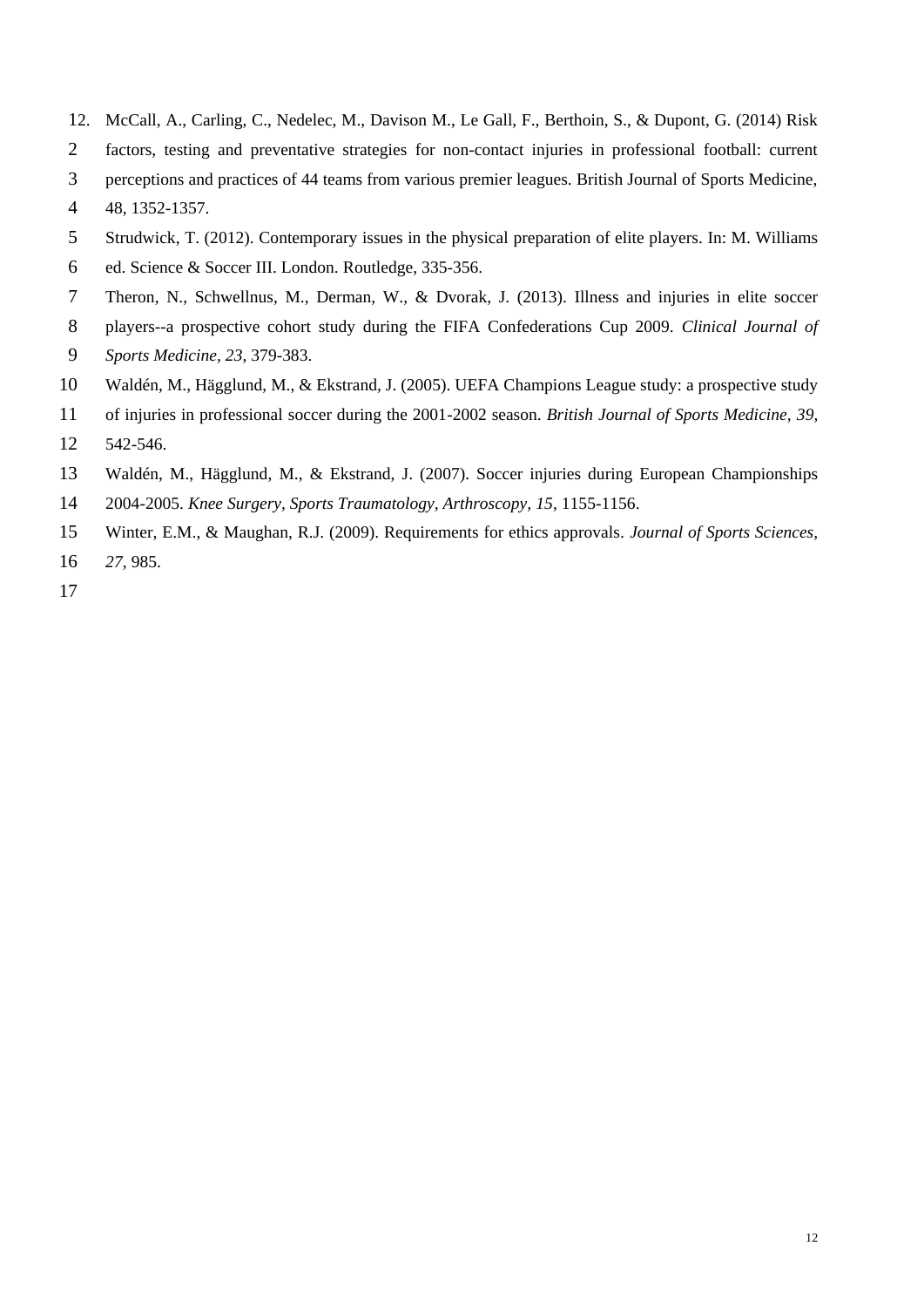McCall, A., Carling, C., Nedelec, M., Davison M., Le Gall, F., Berthoin, S., & Dupont, G. (2014) Risk factors, testing and preventative strategies for non-contact injuries in professional football: current perceptions and practices of 44 teams from various premier leagues. British Journal of Sports Medicine, 48, 1352-1357.

Strudwick, T. (2012). Contemporary issues in the physical preparation of elite players. In: M. Williams ed. Science & Soccer III. London. Routledge, 335-356.

Theron, N., Schwellnus, M., Derman, W., & Dvorak, J. (2013). Illness and injuries in elite soccer players--a prospective cohort study during the FIFA Confederations Cup 2009. *Clinical Journal of Sports Medicine, 23,* 379-383.

Waldén, M., Hägglund, M., & Ekstrand, J. (2005). UEFA Champions League study: a prospective study of injuries in professional soccer during the 2001-2002 season. *British Journal of Sports Medicine, 39,* 542-546.

Waldén, M., Hägglund, M., & Ekstrand, J. (2007). Soccer injuries during European Championships 2004-2005. *Knee Surgery, Sports Traumatology, Arthroscopy, 15,* 1155-1156.

Winter, E.M., & Maughan, R.J. (2009). Requirements for ethics approvals. *Journal of Sports Sciences, 27,* 985.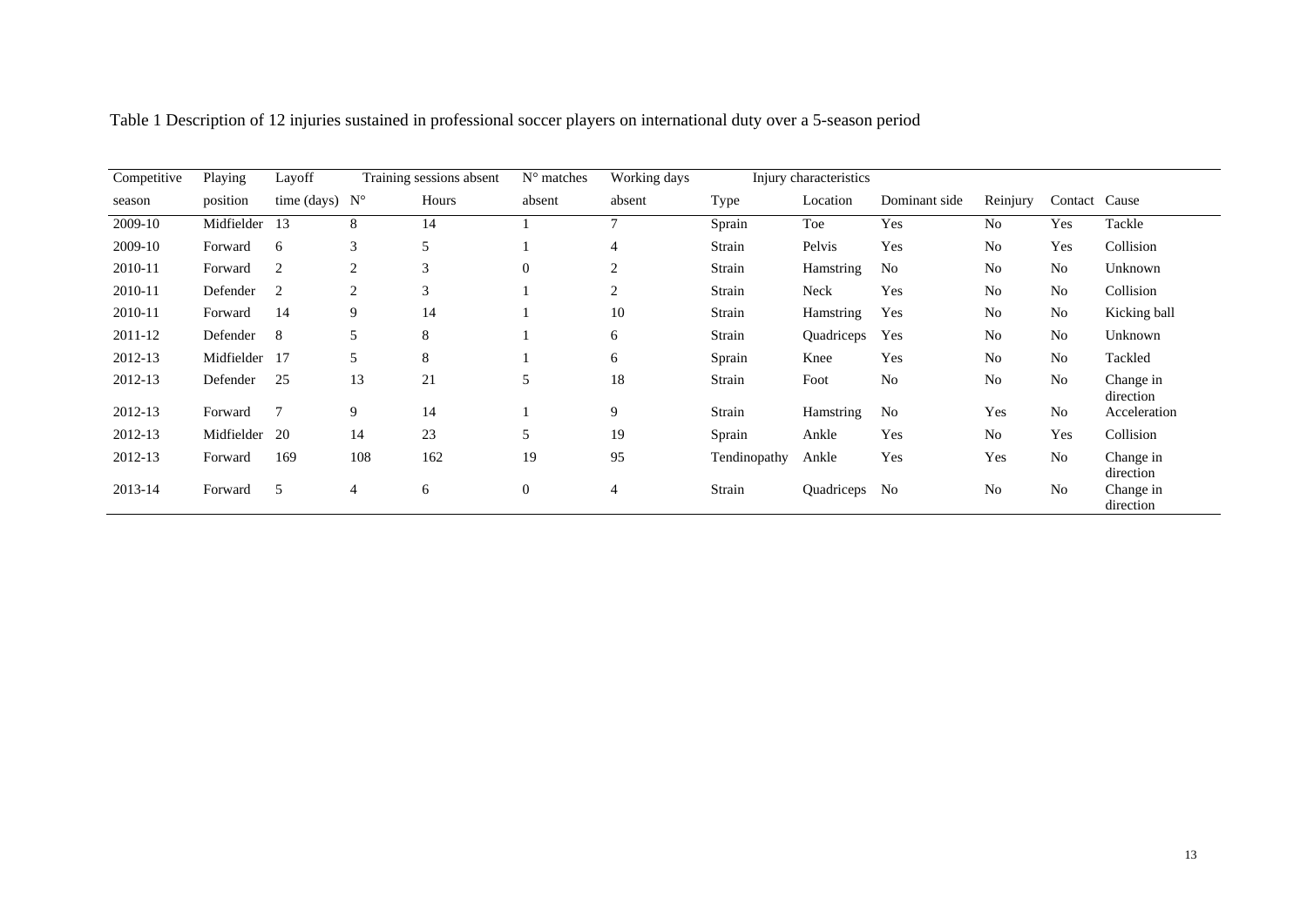Table 1 Description of 12 injuries sustained in professional soccer players on international duty over a 5-season period

| Competitive season | Playing position | Layoff time (days) | Training sessions absent | | N° matches absent | Working days absent | Injury characteristics | | | | | |
|---|---|---|---|---|---|---|---|---|---|---|---|---|
| | | | N° | Hours | | | Type | Location | Dominant side | Reinjury | Contact | Cause |
| 2009-10 | Midfielder | 13 | 8 | 14 | 1 | 7 | Sprain | Toe | Yes | No | Yes | Tackle |
| 2009-10 | Forward | 6 | 3 | 5 | 1 | 4 | Strain | Pelvis | Yes | No | Yes | Collision |
| 2010-11 | Forward | 2 | 2 | 3 | 0 | 2 | Strain | Hamstring | No | No | No | Unknown |
| 2010-11 | Defender | 2 | 2 | 3 | 1 | 2 | Strain | Neck | Yes | No | No | Collision |
| 2010-11 | Forward | 14 | 9 | 14 | 1 | 10 | Strain | Hamstring | Yes | No | No | Kicking ball |
| 2011-12 | Defender | 8 | 5 | 8 | 1 | 6 | Strain | Quadriceps | Yes | No | No | Unknown |
| 2012-13 | Midfielder | 17 | 5 | 8 | 1 | 6 | Sprain | Knee | Yes | No | No | Tackled |
| 2012-13 | Defender | 25 | 13 | 21 | 5 | 18 | Strain | Foot | No | No | No | Change in direction |
| 2012-13 | Forward | 7 | 9 | 14 | 1 | 9 | Strain | Hamstring | No | Yes | No | Acceleration |
| 2012-13 | Midfielder | 20 | 14 | 23 | 5 | 19 | Sprain | Ankle | Yes | No | Yes | Collision |
| 2012-13 | Forward | 169 | 108 | 162 | 19 | 95 | Tendinopathy | Ankle | Yes | Yes | No | Change in direction |
| 2013-14 | Forward | 5 | 4 | 6 | 0 | 4 | Strain | Quadriceps | No | No | No | Change in direction |